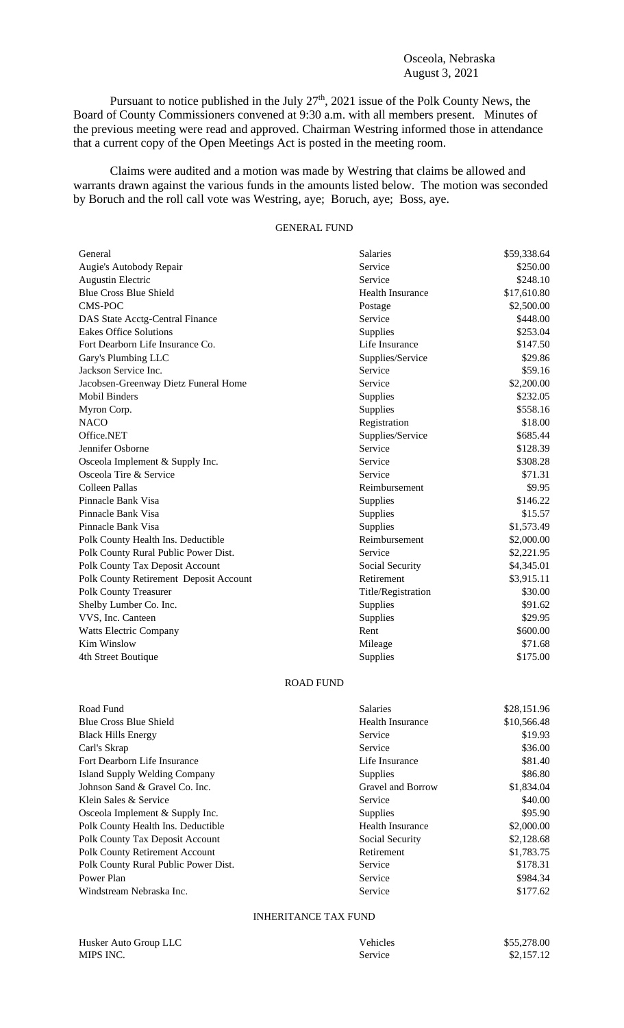Osceola, Nebraska
August 3, 2021

Pursuant to notice published in the July 27th, 2021 issue of the Polk County News, the Board of County Commissioners convened at 9:30 a.m. with all members present. Minutes of the previous meeting were read and approved. Chairman Westring informed those in attendance that a current copy of the Open Meetings Act is posted in the meeting room.

Claims were audited and a motion was made by Westring that claims be allowed and warrants drawn against the various funds in the amounts listed below. The motion was seconded by Boruch and the roll call vote was Westring, aye; Boruch, aye; Boss, aye.

GENERAL FUND

| | | |
|---|---|---|
| General | Salaries | $59,338.64 |
| Augie's Autobody Repair | Service | $250.00 |
| Augustin Electric | Service | $248.10 |
| Blue Cross Blue Shield | Health Insurance | $17,610.80 |
| CMS-POC | Postage | $2,500.00 |
| DAS State Acctg-Central Finance | Service | $448.00 |
| Eakes Office Solutions | Supplies | $253.04 |
| Fort Dearborn Life Insurance Co. | Life Insurance | $147.50 |
| Gary's Plumbing LLC | Supplies/Service | $29.86 |
| Jackson Service Inc. | Service | $59.16 |
| Jacobsen-Greenway Dietz Funeral Home | Service | $2,200.00 |
| Mobil Binders | Supplies | $232.05 |
| Myron Corp. | Supplies | $558.16 |
| NACO | Registration | $18.00 |
| Office.NET | Supplies/Service | $685.44 |
| Jennifer Osborne | Service | $128.39 |
| Osceola Implement & Supply Inc. | Service | $308.28 |
| Osceola Tire & Service | Service | $71.31 |
| Colleen Pallas | Reimbursement | $9.95 |
| Pinnacle Bank Visa | Supplies | $146.22 |
| Pinnacle Bank Visa | Supplies | $15.57 |
| Pinnacle Bank Visa | Supplies | $1,573.49 |
| Polk County Health Ins. Deductible | Reimbursement | $2,000.00 |
| Polk County Rural Public Power Dist. | Service | $2,221.95 |
| Polk County Tax Deposit Account | Social Security | $4,345.01 |
| Polk County Retirement Deposit Account | Retirement | $3,915.11 |
| Polk County Treasurer | Title/Registration | $30.00 |
| Shelby Lumber Co. Inc. | Supplies | $91.62 |
| VVS, Inc. Canteen | Supplies | $29.95 |
| Watts Electric Company | Rent | $600.00 |
| Kim Winslow | Mileage | $71.68 |
| 4th Street Boutique | Supplies | $175.00 |

ROAD FUND

| | | |
|---|---|---|
| Road Fund | Salaries | $28,151.96 |
| Blue Cross Blue Shield | Health Insurance | $10,566.48 |
| Black Hills Energy | Service | $19.93 |
| Carl's Skrap | Service | $36.00 |
| Fort Dearborn Life Insurance | Life Insurance | $81.40 |
| Island Supply Welding Company | Supplies | $86.80 |
| Johnson Sand & Gravel Co. Inc. | Gravel and Borrow | $1,834.04 |
| Klein Sales & Service | Service | $40.00 |
| Osceola Implement & Supply Inc. | Supplies | $95.90 |
| Polk County Health Ins. Deductible | Health Insurance | $2,000.00 |
| Polk County Tax Deposit Account | Social Security | $2,128.68 |
| Polk County Retirement Account | Retirement | $1,783.75 |
| Polk County Rural Public Power Dist. | Service | $178.31 |
| Power Plan | Service | $984.34 |
| Windstream Nebraska Inc. | Service | $177.62 |

INHERITANCE TAX FUND

| | | |
|---|---|---|
| Husker Auto Group LLC | Vehicles | $55,278.00 |
| MIPS INC. | Service | $2,157.12 |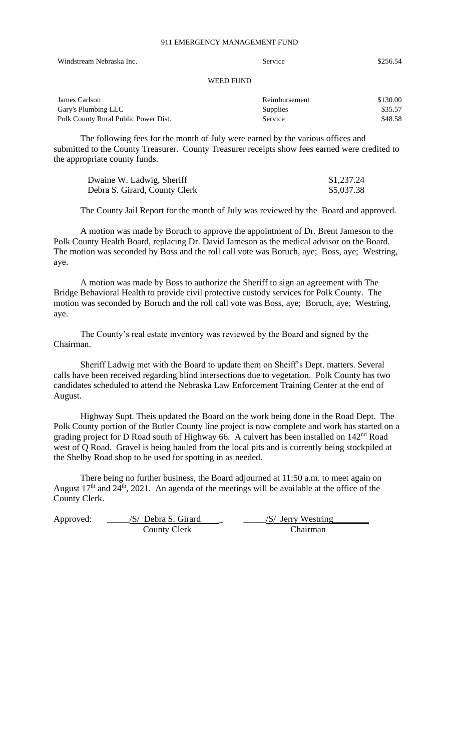## 911 EMERGENCY MANAGEMENT FUND

| | | |
|---|---|---|
| Windstream Nebraska Inc. | Service | $256.54 |

## WEED FUND

| | | |
|---|---|---|
| James Carlson | Reimbursement | $130.00 |
| Gary's Plumbing LLC | Supplies | $35.57 |
| Polk County Rural Public Power Dist. | Service | $48.58 |

The following fees for the month of July were earned by the various offices and submitted to the County Treasurer. County Treasurer receipts show fees earned were credited to the appropriate county funds.

| | |
|---|---|
| Dwaine W. Ladwig, Sheriff | $1,237.24 |
| Debra S. Girard, County Clerk | $5,037.38 |

The County Jail Report for the month of July was reviewed by the Board and approved.

A motion was made by Boruch to approve the appointment of Dr. Brent Jameson to the Polk County Health Board, replacing Dr. David Jameson as the medical advisor on the Board. The motion was seconded by Boss and the roll call vote was Boruch, aye; Boss, aye; Westring, aye.

A motion was made by Boss to authorize the Sheriff to sign an agreement with The Bridge Behavioral Health to provide civil protective custody services for Polk County. The motion was seconded by Boruch and the roll call vote was Boss, aye; Boruch, aye; Westring, aye.

The County's real estate inventory was reviewed by the Board and signed by the Chairman.

Sheriff Ladwig met with the Board to update them on Sheiff's Dept. matters. Several calls have been received regarding blind intersections due to vegetation. Polk County has two candidates scheduled to attend the Nebraska Law Enforcement Training Center at the end of August.

Highway Supt. Theis updated the Board on the work being done in the Road Dept. The Polk County portion of the Butler County line project is now complete and work has started on a grading project for D Road south of Highway 66. A culvert has been installed on 142nd Road west of Q Road. Gravel is being hauled from the local pits and is currently being stockpiled at the Shelby Road shop to be used for spotting in as needed.

There being no further business, the Board adjourned at 11:50 a.m. to meet again on August 17th and 24th, 2021. An agenda of the meetings will be available at the office of the County Clerk.

Approved: /S/ Debra S. Girard — County Clerk      /S/ Jerry Westring — Chairman